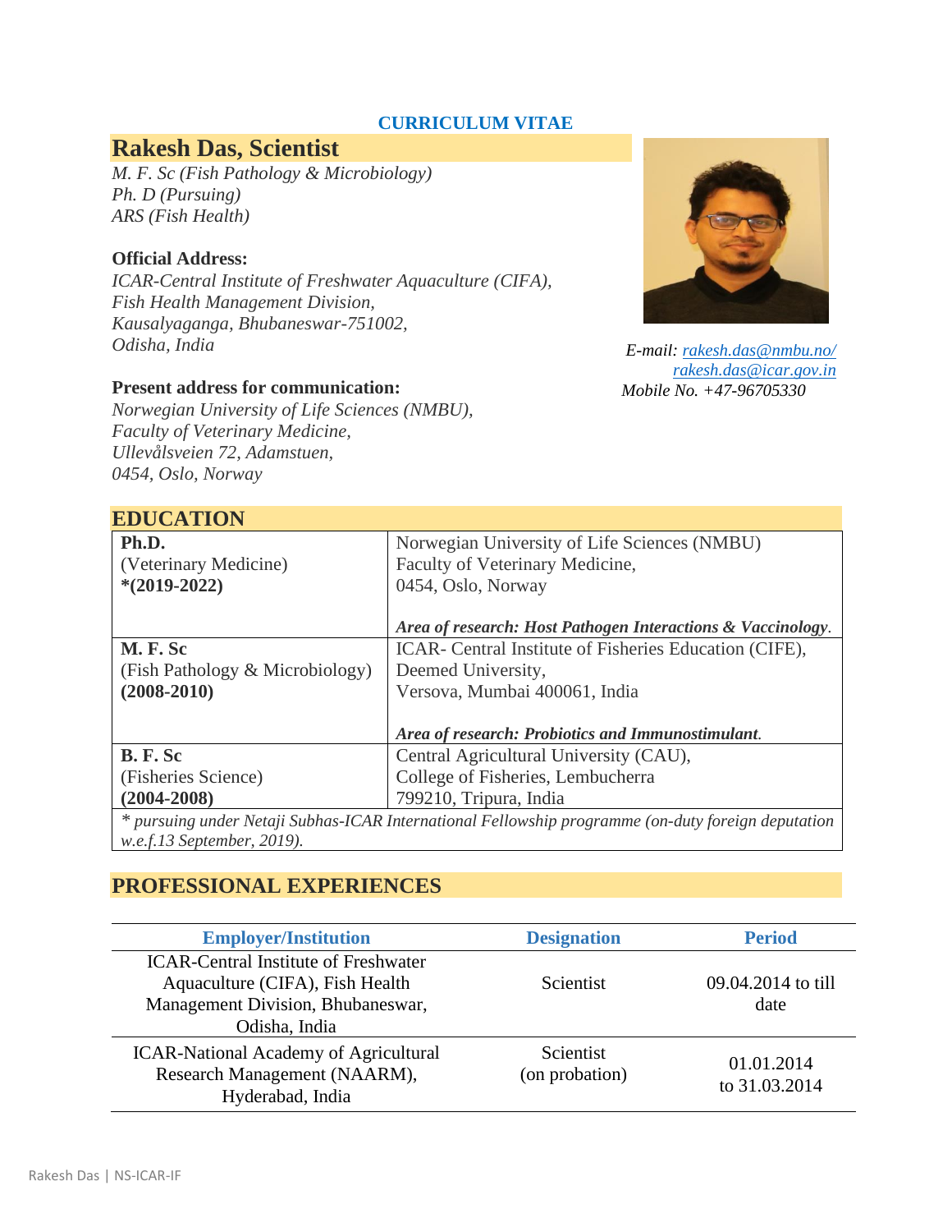**CURRICULUM VITAE**

# Rakesh Das, Scientist

*M. F. Sc (Fish Pathology & Microbiology)*
*Ph. D (Pursuing)*
*ARS (Fish Health)*

**Official Address:**
*ICAR-Central Institute of Freshwater Aquaculture (CIFA),*
*Fish Health Management Division,*
*Kausalyaganga, Bhubaneswar-751002,*
*Odisha, India*

**Present address for communication:**
*Norwegian University of Life Sciences (NMBU),*
*Faculty of Veterinary Medicine,*
*Ullevålsveien 72, Adamstuen,*
*0454, Oslo, Norway*

*E-mail: rakesh.das@nmbu.no/ rakesh.das@icar.gov.in*
*Mobile No. +47-96705330*

## EDUCATION

| | |
|---|---|
| **Ph.D.** (Veterinary Medicine) ***(2019-2022)** | Norwegian University of Life Sciences (NMBU) Faculty of Veterinary Medicine, 0454, Oslo, Norway ***Area of research: Host Pathogen Interactions & Vaccinology.*** |
| **M. F. Sc** (Fish Pathology & Microbiology) **(2008-2010)** | ICAR- Central Institute of Fisheries Education (CIFE), Deemed University, Versova, Mumbai 400061, India ***Area of research: Probiotics and Immunostimulant.*** |
| **B. F. Sc** (Fisheries Science) **(2004-2008)** | Central Agricultural University (CAU), College of Fisheries, Lembucherra 799210, Tripura, India |

*\* pursuing under Netaji Subhas-ICAR International Fellowship programme (on-duty foreign deputation w.e.f.13 September, 2019).*

## PROFESSIONAL EXPERIENCES

| Employer/Institution | Designation | Period |
|---|---|---|
| ICAR-Central Institute of Freshwater Aquaculture (CIFA), Fish Health Management Division, Bhubaneswar, Odisha, India | Scientist | 09.04.2014 to till date |
| ICAR-National Academy of Agricultural Research Management (NAARM), Hyderabad, India | Scientist (on probation) | 01.01.2014 to 31.03.2014 |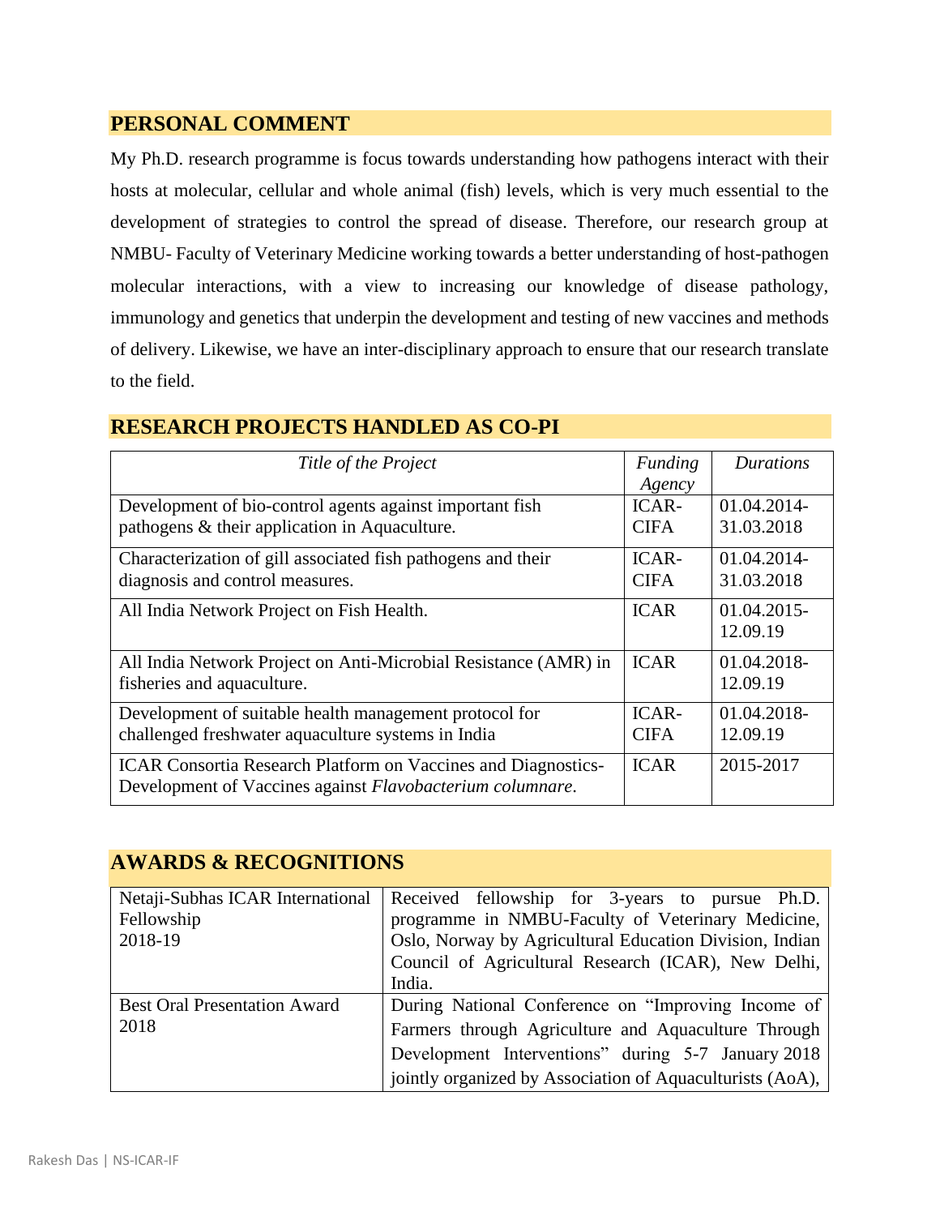## PERSONAL COMMENT

My Ph.D. research programme is focus towards understanding how pathogens interact with their hosts at molecular, cellular and whole animal (fish) levels, which is very much essential to the development of strategies to control the spread of disease. Therefore, our research group at NMBU- Faculty of Veterinary Medicine working towards a better understanding of host-pathogen molecular interactions, with a view to increasing our knowledge of disease pathology, immunology and genetics that underpin the development and testing of new vaccines and methods of delivery. Likewise, we have an inter-disciplinary approach to ensure that our research translate to the field.

## RESEARCH PROJECTS HANDLED AS CO-PI

| *Title of the Project* | *Funding Agency* | *Durations* |
|---|---|---|
| Development of bio-control agents against important fish pathogens & their application in Aquaculture. | ICAR-CIFA | 01.04.2014-31.03.2018 |
| Characterization of gill associated fish pathogens and their diagnosis and control measures. | ICAR-CIFA | 01.04.2014-31.03.2018 |
| All India Network Project on Fish Health. | ICAR | 01.04.2015-12.09.19 |
| All India Network Project on Anti-Microbial Resistance (AMR) in fisheries and aquaculture. | ICAR | 01.04.2018-12.09.19 |
| Development of suitable health management protocol for challenged freshwater aquaculture systems in India | ICAR-CIFA | 01.04.2018-12.09.19 |
| ICAR Consortia Research Platform on Vaccines and Diagnostics-Development of Vaccines against *Flavobacterium columnare*. | ICAR | 2015-2017 |

## AWARDS & RECOGNITIONS

| | |
|---|---|
| Netaji-Subhas ICAR International Fellowship 2018-19 | Received fellowship for 3-years to pursue Ph.D. programme in NMBU-Faculty of Veterinary Medicine, Oslo, Norway by Agricultural Education Division, Indian Council of Agricultural Research (ICAR), New Delhi, India. |
| Best Oral Presentation Award 2018 | During National Conference on "Improving Income of Farmers through Agriculture and Aquaculture Through Development Interventions" during 5-7 January 2018 jointly organized by Association of Aquaculturists (AoA), |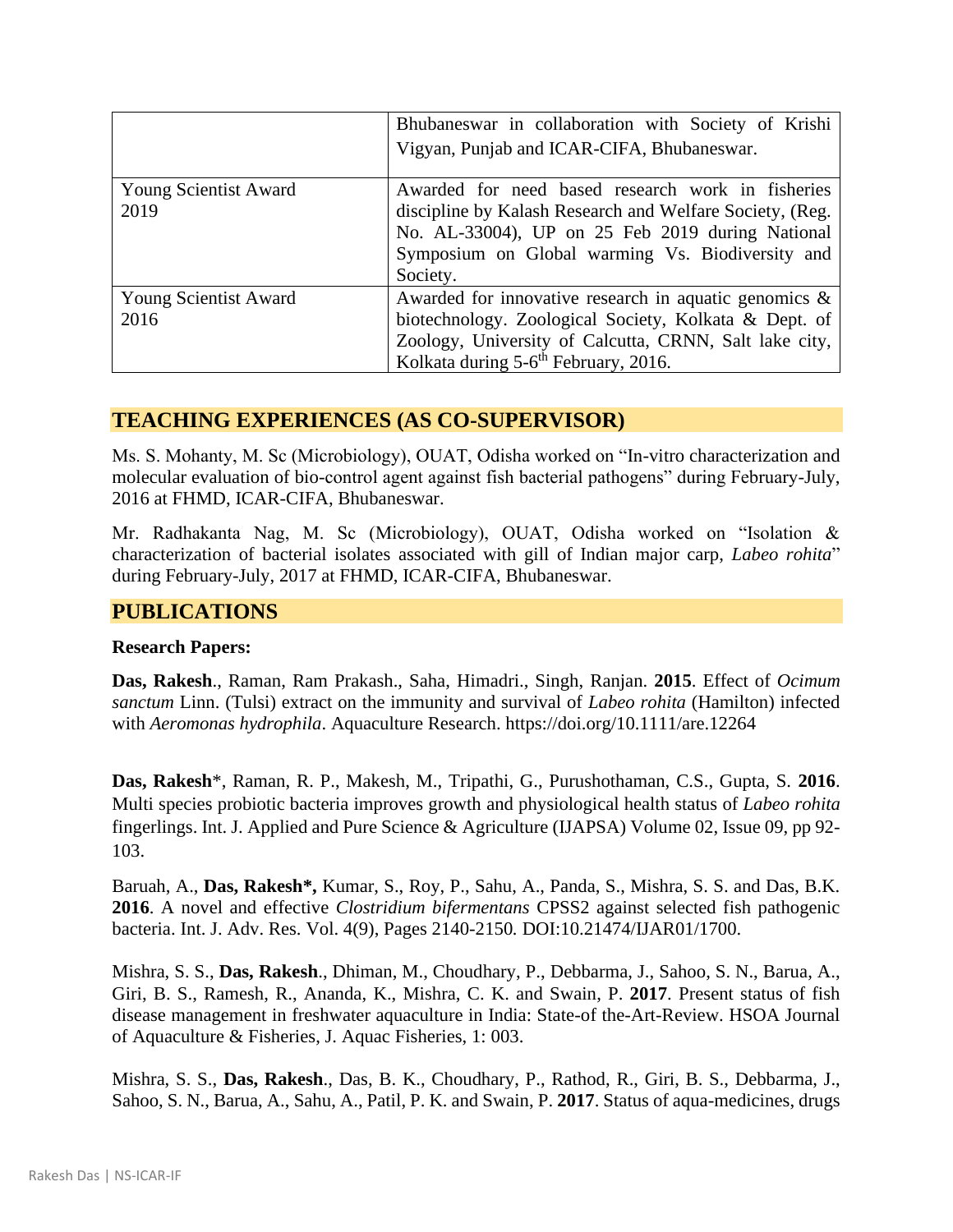| | |
|---|---|
| | Bhubaneswar in collaboration with Society of Krishi Vigyan, Punjab and ICAR-CIFA, Bhubaneswar. |
| Young Scientist Award 2019 | Awarded for need based research work in fisheries discipline by Kalash Research and Welfare Society, (Reg. No. AL-33004), UP on 25 Feb 2019 during National Symposium on Global warming Vs. Biodiversity and Society. |
| Young Scientist Award 2016 | Awarded for innovative research in aquatic genomics & biotechnology. Zoological Society, Kolkata & Dept. of Zoology, University of Calcutta, CRNN, Salt lake city, Kolkata during 5-6th February, 2016. |

## TEACHING EXPERIENCES (AS CO-SUPERVISOR)

Ms. S. Mohanty, M. Sc (Microbiology), OUAT, Odisha worked on "In-vitro characterization and molecular evaluation of bio-control agent against fish bacterial pathogens" during February-July, 2016 at FHMD, ICAR-CIFA, Bhubaneswar.

Mr. Radhakanta Nag, M. Sc (Microbiology), OUAT, Odisha worked on "Isolation & characterization of bacterial isolates associated with gill of Indian major carp, *Labeo rohita*" during February-July, 2017 at FHMD, ICAR-CIFA, Bhubaneswar.

## PUBLICATIONS

**Research Papers:**

**Das, Rakesh**., Raman, Ram Prakash., Saha, Himadri., Singh, Ranjan. **2015**. Effect of *Ocimum sanctum* Linn. (Tulsi) extract on the immunity and survival of *Labeo rohita* (Hamilton) infected with *Aeromonas hydrophila*. Aquaculture Research. https://doi.org/10.1111/are.12264

**Das, Rakesh**\*, Raman, R. P., Makesh, M., Tripathi, G., Purushothaman, C.S., Gupta, S. **2016**. Multi species probiotic bacteria improves growth and physiological health status of *Labeo rohita* fingerlings. Int. J. Applied and Pure Science & Agriculture (IJAPSA) Volume 02, Issue 09, pp 92-103.

Baruah, A., **Das, Rakesh\*,** Kumar, S., Roy, P., Sahu, A., Panda, S., Mishra, S. S. and Das, B.K. **2016**. A novel and effective *Clostridium bifermentans* CPSS2 against selected fish pathogenic bacteria. Int. J. Adv. Res. Vol. 4(9), Pages 2140-2150. DOI:10.21474/IJAR01/1700.

Mishra, S. S., **Das, Rakesh**., Dhiman, M., Choudhary, P., Debbarma, J., Sahoo, S. N., Barua, A., Giri, B. S., Ramesh, R., Ananda, K., Mishra, C. K. and Swain, P. **2017**. Present status of fish disease management in freshwater aquaculture in India: State-of the-Art-Review. HSOA Journal of Aquaculture & Fisheries, J. Aquac Fisheries, 1: 003.

Mishra, S. S., **Das, Rakesh**., Das, B. K., Choudhary, P., Rathod, R., Giri, B. S., Debbarma, J., Sahoo, S. N., Barua, A., Sahu, A., Patil, P. K. and Swain, P. **2017**. Status of aqua-medicines, drugs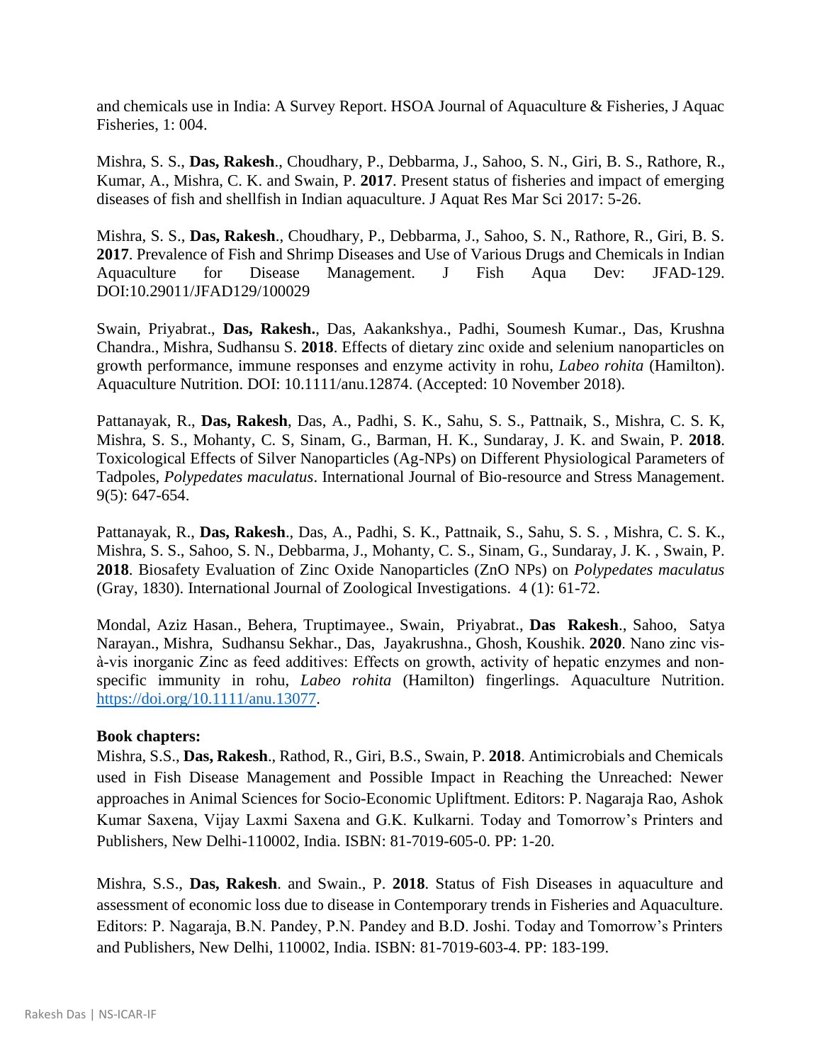and chemicals use in India: A Survey Report. HSOA Journal of Aquaculture & Fisheries, J Aquac Fisheries, 1: 004.

Mishra, S. S., **Das, Rakesh**., Choudhary, P., Debbarma, J., Sahoo, S. N., Giri, B. S., Rathore, R., Kumar, A., Mishra, C. K. and Swain, P. **2017**. Present status of fisheries and impact of emerging diseases of fish and shellfish in Indian aquaculture. J Aquat Res Mar Sci 2017: 5-26.

Mishra, S. S., **Das, Rakesh**., Choudhary, P., Debbarma, J., Sahoo, S. N., Rathore, R., Giri, B. S. **2017**. Prevalence of Fish and Shrimp Diseases and Use of Various Drugs and Chemicals in Indian Aquaculture for Disease Management. J Fish Aqua Dev: JFAD-129. DOI:10.29011/JFAD129/100029

Swain, Priyabrat., **Das, Rakesh.**, Das, Aakankshya., Padhi, Soumesh Kumar., Das, Krushna Chandra., Mishra, Sudhansu S. **2018**. Effects of dietary zinc oxide and selenium nanoparticles on growth performance, immune responses and enzyme activity in rohu, *Labeo rohita* (Hamilton). Aquaculture Nutrition. DOI: 10.1111/anu.12874. (Accepted: 10 November 2018).

Pattanayak, R., **Das, Rakesh**, Das, A., Padhi, S. K., Sahu, S. S., Pattnaik, S., Mishra, C. S. K, Mishra, S. S., Mohanty, C. S, Sinam, G., Barman, H. K., Sundaray, J. K. and Swain, P. **2018**. Toxicological Effects of Silver Nanoparticles (Ag-NPs) on Different Physiological Parameters of Tadpoles, *Polypedates maculatus*. International Journal of Bio-resource and Stress Management. 9(5): 647-654.

Pattanayak, R., **Das, Rakesh**., Das, A., Padhi, S. K., Pattnaik, S., Sahu, S. S. , Mishra, C. S. K., Mishra, S. S., Sahoo, S. N., Debbarma, J., Mohanty, C. S., Sinam, G., Sundaray, J. K. , Swain, P. **2018**. Biosafety Evaluation of Zinc Oxide Nanoparticles (ZnO NPs) on *Polypedates maculatus* (Gray, 1830). International Journal of Zoological Investigations. 4 (1): 61-72.

Mondal, Aziz Hasan., Behera, Truptimayee., Swain, Priyabrat., **Das Rakesh**., Sahoo, Satya Narayan., Mishra, Sudhansu Sekhar., Das, Jayakrushna., Ghosh, Koushik. **2020**. Nano zinc vis-à-vis inorganic Zinc as feed additives: Effects on growth, activity of hepatic enzymes and non-specific immunity in rohu, *Labeo rohita* (Hamilton) fingerlings. Aquaculture Nutrition. https://doi.org/10.1111/anu.13077.

**Book chapters:**

Mishra, S.S., **Das, Rakesh**., Rathod, R., Giri, B.S., Swain, P. **2018**. Antimicrobials and Chemicals used in Fish Disease Management and Possible Impact in Reaching the Unreached: Newer approaches in Animal Sciences for Socio-Economic Upliftment. Editors: P. Nagaraja Rao, Ashok Kumar Saxena, Vijay Laxmi Saxena and G.K. Kulkarni. Today and Tomorrow's Printers and Publishers, New Delhi-110002, India. ISBN: 81-7019-605-0. PP: 1-20.

Mishra, S.S., **Das, Rakesh**. and Swain., P. **2018**. Status of Fish Diseases in aquaculture and assessment of economic loss due to disease in Contemporary trends in Fisheries and Aquaculture. Editors: P. Nagaraja, B.N. Pandey, P.N. Pandey and B.D. Joshi. Today and Tomorrow's Printers and Publishers, New Delhi, 110002, India. ISBN: 81-7019-603-4. PP: 183-199.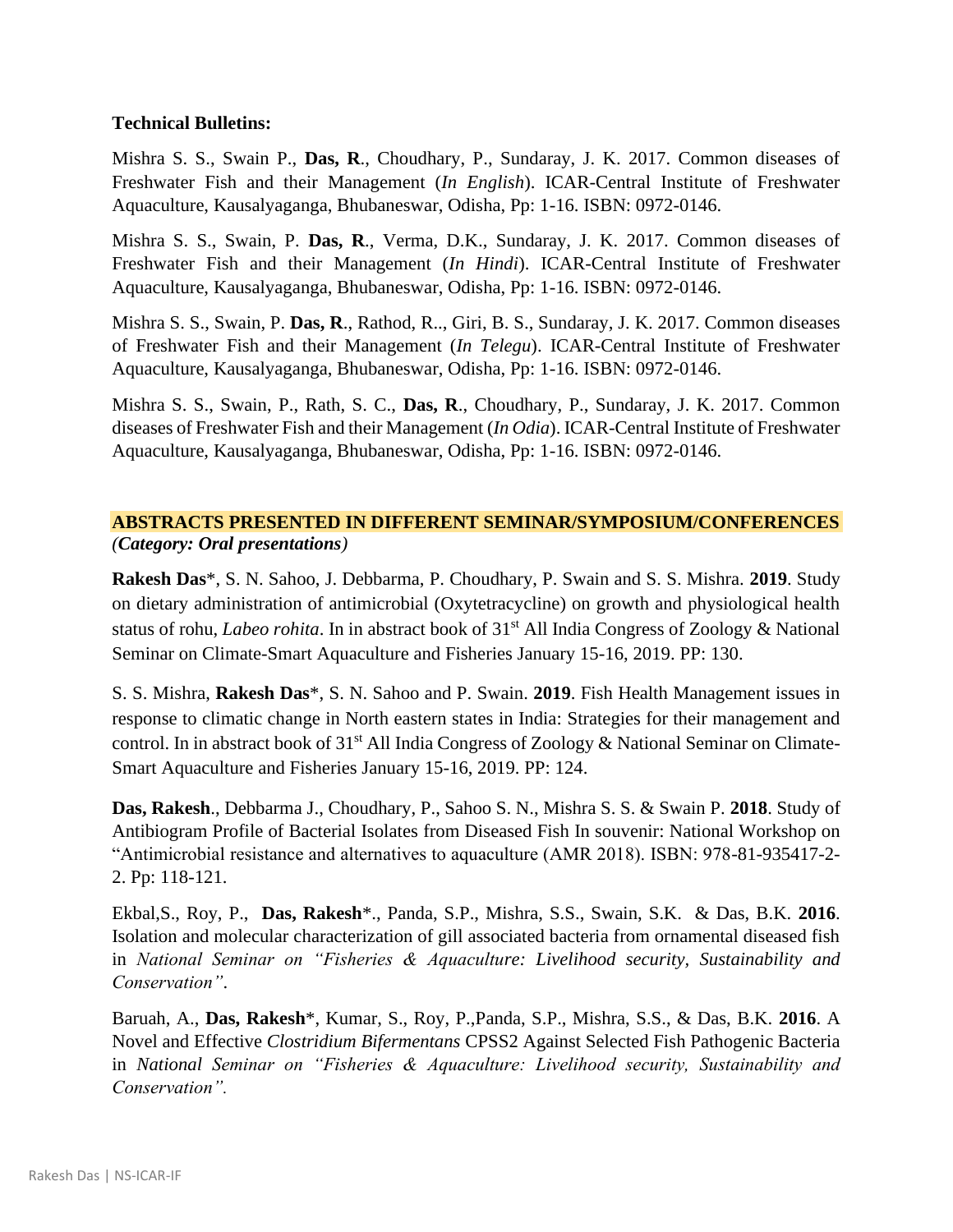**Technical Bulletins:**

Mishra S. S., Swain P., **Das, R**., Choudhary, P., Sundaray, J. K. 2017. Common diseases of Freshwater Fish and their Management (*In English*). ICAR-Central Institute of Freshwater Aquaculture, Kausalyaganga, Bhubaneswar, Odisha, Pp: 1-16. ISBN: 0972-0146.

Mishra S. S., Swain, P. **Das, R**., Verma, D.K., Sundaray, J. K. 2017. Common diseases of Freshwater Fish and their Management (*In Hindi*). ICAR-Central Institute of Freshwater Aquaculture, Kausalyaganga, Bhubaneswar, Odisha, Pp: 1-16. ISBN: 0972-0146.

Mishra S. S., Swain, P. **Das, R**., Rathod, R.., Giri, B. S., Sundaray, J. K. 2017. Common diseases of Freshwater Fish and their Management (*In Telegu*). ICAR-Central Institute of Freshwater Aquaculture, Kausalyaganga, Bhubaneswar, Odisha, Pp: 1-16. ISBN: 0972-0146.

Mishra S. S., Swain, P., Rath, S. C., **Das, R**., Choudhary, P., Sundaray, J. K. 2017. Common diseases of Freshwater Fish and their Management (*In Odia*). ICAR-Central Institute of Freshwater Aquaculture, Kausalyaganga, Bhubaneswar, Odisha, Pp: 1-16. ISBN: 0972-0146.

**ABSTRACTS PRESENTED IN DIFFERENT SEMINAR/SYMPOSIUM/CONFERENCES**
***(Category: Oral presentations)***

**Rakesh Das***, S. N. Sahoo, J. Debbarma, P. Choudhary, P. Swain and S. S. Mishra. **2019**. Study on dietary administration of antimicrobial (Oxytetracycline) on growth and physiological health status of rohu, *Labeo rohita*. In in abstract book of 31st All India Congress of Zoology & National Seminar on Climate-Smart Aquaculture and Fisheries January 15-16, 2019. PP: 130.

S. S. Mishra, **Rakesh Das***, S. N. Sahoo and P. Swain. **2019**. Fish Health Management issues in response to climatic change in North eastern states in India: Strategies for their management and control. In in abstract book of 31st All India Congress of Zoology & National Seminar on Climate-Smart Aquaculture and Fisheries January 15-16, 2019. PP: 124.

**Das, Rakesh**., Debbarma J., Choudhary, P., Sahoo S. N., Mishra S. S. & Swain P. **2018**. Study of Antibiogram Profile of Bacterial Isolates from Diseased Fish In souvenir: National Workshop on "Antimicrobial resistance and alternatives to aquaculture (AMR 2018). ISBN: 978-81-935417-2-2. Pp: 118-121.

Ekbal,S., Roy, P., **Das, Rakesh***., Panda, S.P., Mishra, S.S., Swain, S.K. & Das, B.K. **2016**. Isolation and molecular characterization of gill associated bacteria from ornamental diseased fish in *National Seminar on "Fisheries & Aquaculture: Livelihood security, Sustainability and Conservation"*.

Baruah, A., **Das, Rakesh***, Kumar, S., Roy, P.,Panda, S.P., Mishra, S.S., & Das, B.K. **2016**. A Novel and Effective *Clostridium Bifermentans* CPSS2 Against Selected Fish Pathogenic Bacteria in *National Seminar on "Fisheries & Aquaculture: Livelihood security, Sustainability and Conservation"*.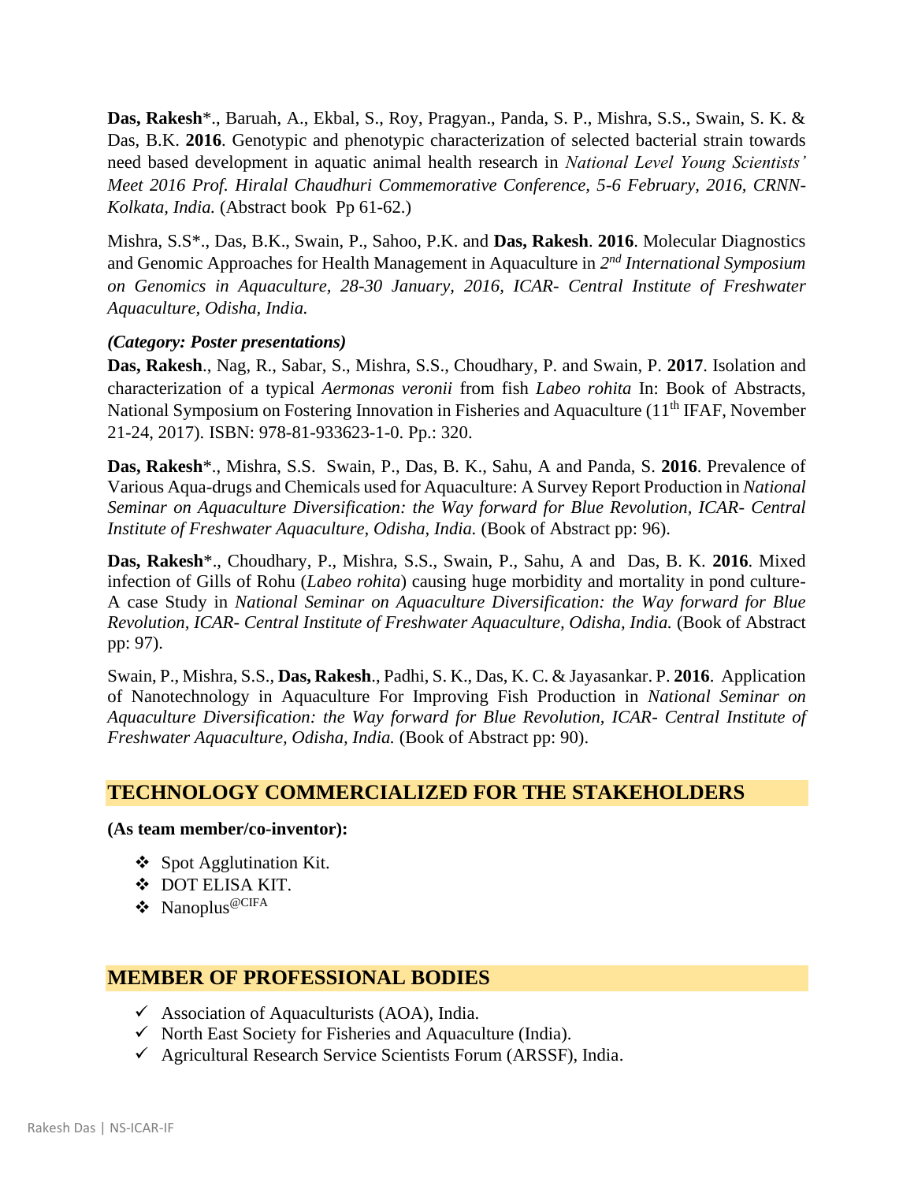**Das, Rakesh***., Baruah, A., Ekbal, S., Roy, Pragyan., Panda, S. P., Mishra, S.S., Swain, S. K. & Das, B.K. **2016**. Genotypic and phenotypic characterization of selected bacterial strain towards need based development in aquatic animal health research in *National Level Young Scientists' Meet 2016 Prof. Hiralal Chaudhuri Commemorative Conference, 5-6 February, 2016, CRNN-Kolkata, India.* (Abstract book Pp 61-62.)

Mishra, S.S*., Das, B.K., Swain, P., Sahoo, P.K. and **Das, Rakesh**. **2016**. Molecular Diagnostics and Genomic Approaches for Health Management in Aquaculture in *2nd International Symposium on Genomics in Aquaculture, 28-30 January, 2016, ICAR- Central Institute of Freshwater Aquaculture, Odisha, India.*

***(Category: Poster presentations)***

**Das, Rakesh**., Nag, R., Sabar, S., Mishra, S.S., Choudhary, P. and Swain, P. **2017**. Isolation and characterization of a typical *Aermonas veronii* from fish *Labeo rohita* In: Book of Abstracts, National Symposium on Fostering Innovation in Fisheries and Aquaculture (11th IFAF, November 21-24, 2017). ISBN: 978-81-933623-1-0. Pp.: 320.

**Das, Rakesh***., Mishra, S.S. Swain, P., Das, B. K., Sahu, A and Panda, S. **2016**. Prevalence of Various Aqua-drugs and Chemicals used for Aquaculture: A Survey Report Production in *National Seminar on Aquaculture Diversification: the Way forward for Blue Revolution, ICAR- Central Institute of Freshwater Aquaculture, Odisha, India.* (Book of Abstract pp: 96).

**Das, Rakesh***., Choudhary, P., Mishra, S.S., Swain, P., Sahu, A and Das, B. K. **2016**. Mixed infection of Gills of Rohu (*Labeo rohita*) causing huge morbidity and mortality in pond culture- A case Study in *National Seminar on Aquaculture Diversification: the Way forward for Blue Revolution, ICAR- Central Institute of Freshwater Aquaculture, Odisha, India.* (Book of Abstract pp: 97).

Swain, P., Mishra, S.S., **Das, Rakesh**., Padhi, S. K., Das, K. C. & Jayasankar. P. **2016**. Application of Nanotechnology in Aquaculture For Improving Fish Production in *National Seminar on Aquaculture Diversification: the Way forward for Blue Revolution, ICAR- Central Institute of Freshwater Aquaculture, Odisha, India.* (Book of Abstract pp: 90).

## TECHNOLOGY COMMERCIALIZED FOR THE STAKEHOLDERS

**(As team member/co-inventor):**

- Spot Agglutination Kit.
- DOT ELISA KIT.
- Nanoplus@CIFA

## MEMBER OF PROFESSIONAL BODIES

- Association of Aquaculturists (AOA), India.
- North East Society for Fisheries and Aquaculture (India).
- Agricultural Research Service Scientists Forum (ARSSF), India.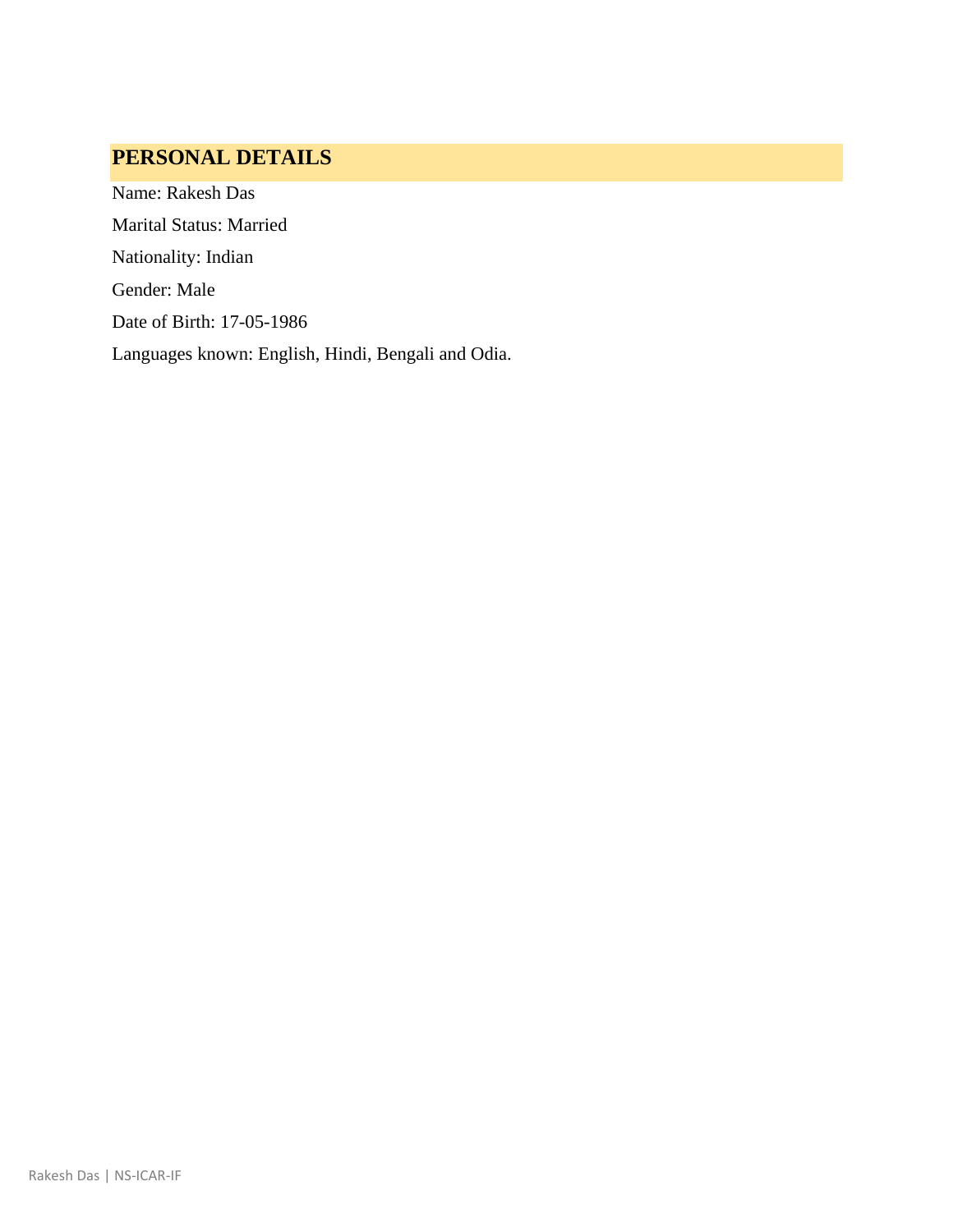## PERSONAL DETAILS

Name: Rakesh Das

Marital Status: Married

Nationality: Indian

Gender: Male

Date of Birth: 17-05-1986

Languages known: English, Hindi, Bengali and Odia.